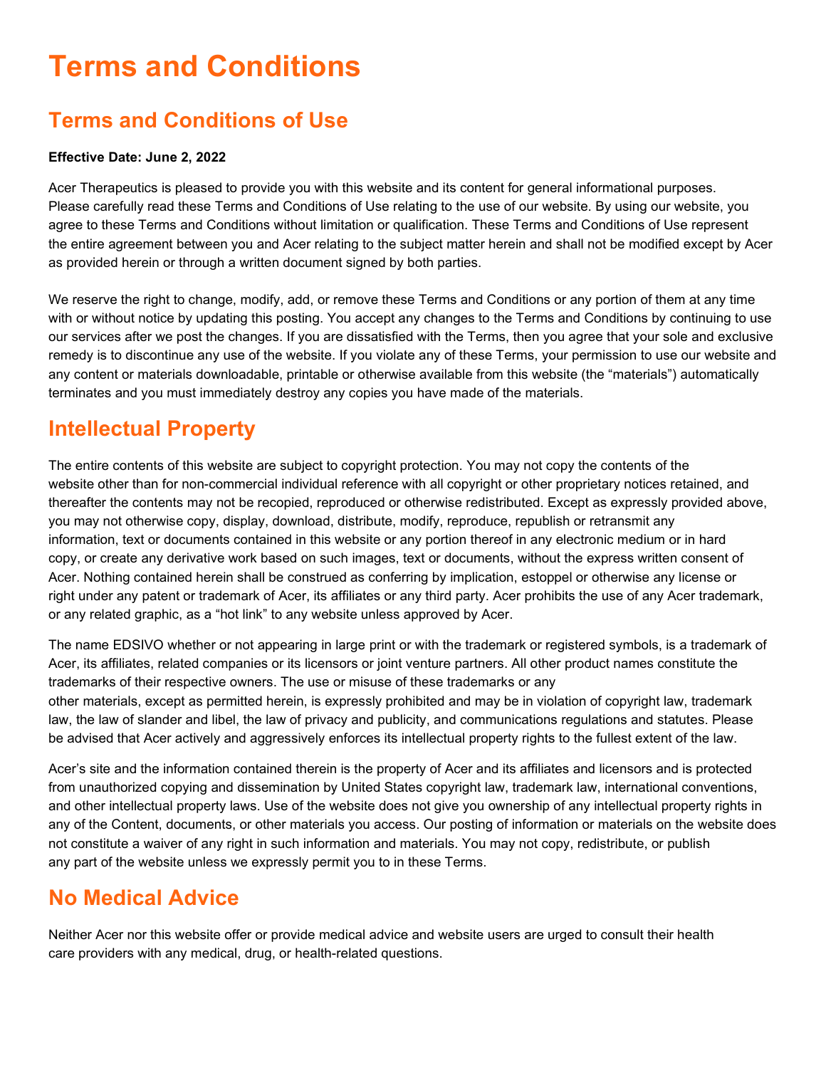# Terms and Conditions

## Terms and Conditions of Use

**Effective Date: June 2, 2022**

Acer Therapeutics is pleased to provide you with this website and its content for general informational purposes. Please carefully read these Terms and Conditions of Use relating to the use of our website. By using our website, you agree to these Terms and Conditions without limitation or qualification. These Terms and Conditions of Use represent the entire agreement between you and Acer relating to the subject matter herein and shall not be modified except by Acer as provided herein or through a written document signed by both parties.

We reserve the right to change, modify, add, or remove these Terms and Conditions or any portion of them at any time with or without notice by updating this posting. You accept any changes to the Terms and Conditions by continuing to use our services after we post the changes. If you are dissatisfied with the Terms, then you agree that your sole and exclusive remedy is to discontinue any use of the website. If you violate any of these Terms, your permission to use our website and any content or materials downloadable, printable or otherwise available from this website (the "materials") automatically terminates and you must immediately destroy any copies you have made of the materials.

## Intellectual Property

The entire contents of this website are subject to copyright protection. You may not copy the contents of the website other than for non-commercial individual reference with all copyright or other proprietary notices retained, and thereafter the contents may not be recopied, reproduced or otherwise redistributed. Except as expressly provided above, you may not otherwise copy, display, download, distribute, modify, reproduce, republish or retransmit any information, text or documents contained in this website or any portion thereof in any electronic medium or in hard copy, or create any derivative work based on such images, text or documents, without the express written consent of Acer. Nothing contained herein shall be construed as conferring by implication, estoppel or otherwise any license or right under any patent or trademark of Acer, its affiliates or any third party. Acer prohibits the use of any Acer trademark, or any related graphic, as a "hot link" to any website unless approved by Acer.

The name EDSIVO whether or not appearing in large print or with the trademark or registered symbols, is a trademark of Acer, its affiliates, related companies or its licensors or joint venture partners. All other product names constitute the trademarks of their respective owners. The use or misuse of these trademarks or any other materials, except as permitted herein, is expressly prohibited and may be in violation of copyright law, trademark law, the law of slander and libel, the law of privacy and publicity, and communications regulations and statutes. Please be advised that Acer actively and aggressively enforces its intellectual property rights to the fullest extent of the law.

Acer's site and the information contained therein is the property of Acer and its affiliates and licensors and is protected from unauthorized copying and dissemination by United States copyright law, trademark law, international conventions, and other intellectual property laws. Use of the website does not give you ownership of any intellectual property rights in any of the Content, documents, or other materials you access. Our posting of information or materials on the website does not constitute a waiver of any right in such information and materials. You may not copy, redistribute, or publish any part of the website unless we expressly permit you to in these Terms.

## No Medical Advice

Neither Acer nor this website offer or provide medical advice and website users are urged to consult their health care providers with any medical, drug, or health-related questions.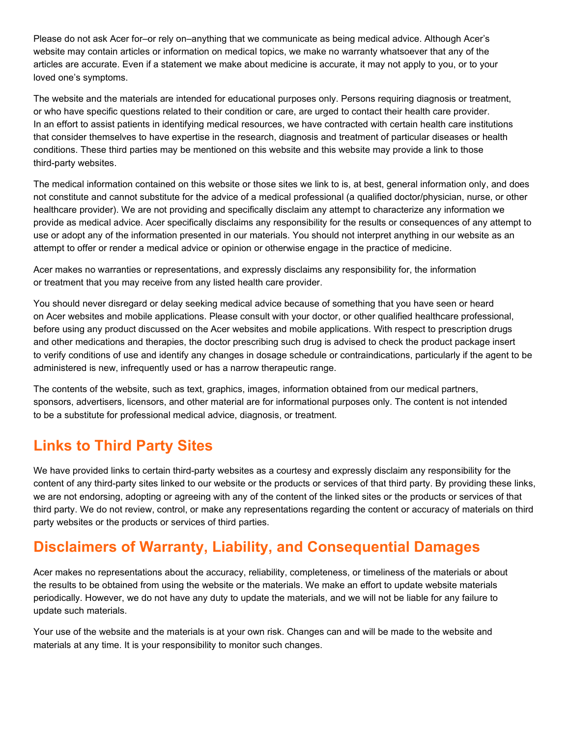Please do not ask Acer for–or rely on–anything that we communicate as being medical advice. Although Acer's website may contain articles or information on medical topics, we make no warranty whatsoever that any of the articles are accurate. Even if a statement we make about medicine is accurate, it may not apply to you, or to your loved one's symptoms.

The website and the materials are intended for educational purposes only. Persons requiring diagnosis or treatment, or who have specific questions related to their condition or care, are urged to contact their health care provider. In an effort to assist patients in identifying medical resources, we have contracted with certain health care institutions that consider themselves to have expertise in the research, diagnosis and treatment of particular diseases or health conditions. These third parties may be mentioned on this website and this website may provide a link to those third-party websites.

The medical information contained on this website or those sites we link to is, at best, general information only, and does not constitute and cannot substitute for the advice of a medical professional (a qualified doctor/physician, nurse, or other healthcare provider). We are not providing and specifically disclaim any attempt to characterize any information we provide as medical advice. Acer specifically disclaims any responsibility for the results or consequences of any attempt to use or adopt any of the information presented in our materials. You should not interpret anything in our website as an attempt to offer or render a medical advice or opinion or otherwise engage in the practice of medicine.

Acer makes no warranties or representations, and expressly disclaims any responsibility for, the information or treatment that you may receive from any listed health care provider.

You should never disregard or delay seeking medical advice because of something that you have seen or heard on Acer websites and mobile applications. Please consult with your doctor, or other qualified healthcare professional, before using any product discussed on the Acer websites and mobile applications. With respect to prescription drugs and other medications and therapies, the doctor prescribing such drug is advised to check the product package insert to verify conditions of use and identify any changes in dosage schedule or contraindications, particularly if the agent to be administered is new, infrequently used or has a narrow therapeutic range.

The contents of the website, such as text, graphics, images, information obtained from our medical partners, sponsors, advertisers, licensors, and other material are for informational purposes only. The content is not intended to be a substitute for professional medical advice, diagnosis, or treatment.

## Links to Third Party Sites

We have provided links to certain third-party websites as a courtesy and expressly disclaim any responsibility for the content of any third-party sites linked to our website or the products or services of that third party. By providing these links, we are not endorsing, adopting or agreeing with any of the content of the linked sites or the products or services of that third party. We do not review, control, or make any representations regarding the content or accuracy of materials on third party websites or the products or services of third parties.

## Disclaimers of Warranty, Liability, and Consequential Damages

Acer makes no representations about the accuracy, reliability, completeness, or timeliness of the materials or about the results to be obtained from using the website or the materials. We make an effort to update website materials periodically. However, we do not have any duty to update the materials, and we will not be liable for any failure to update such materials.

Your use of the website and the materials is at your own risk. Changes can and will be made to the website and materials at any time. It is your responsibility to monitor such changes.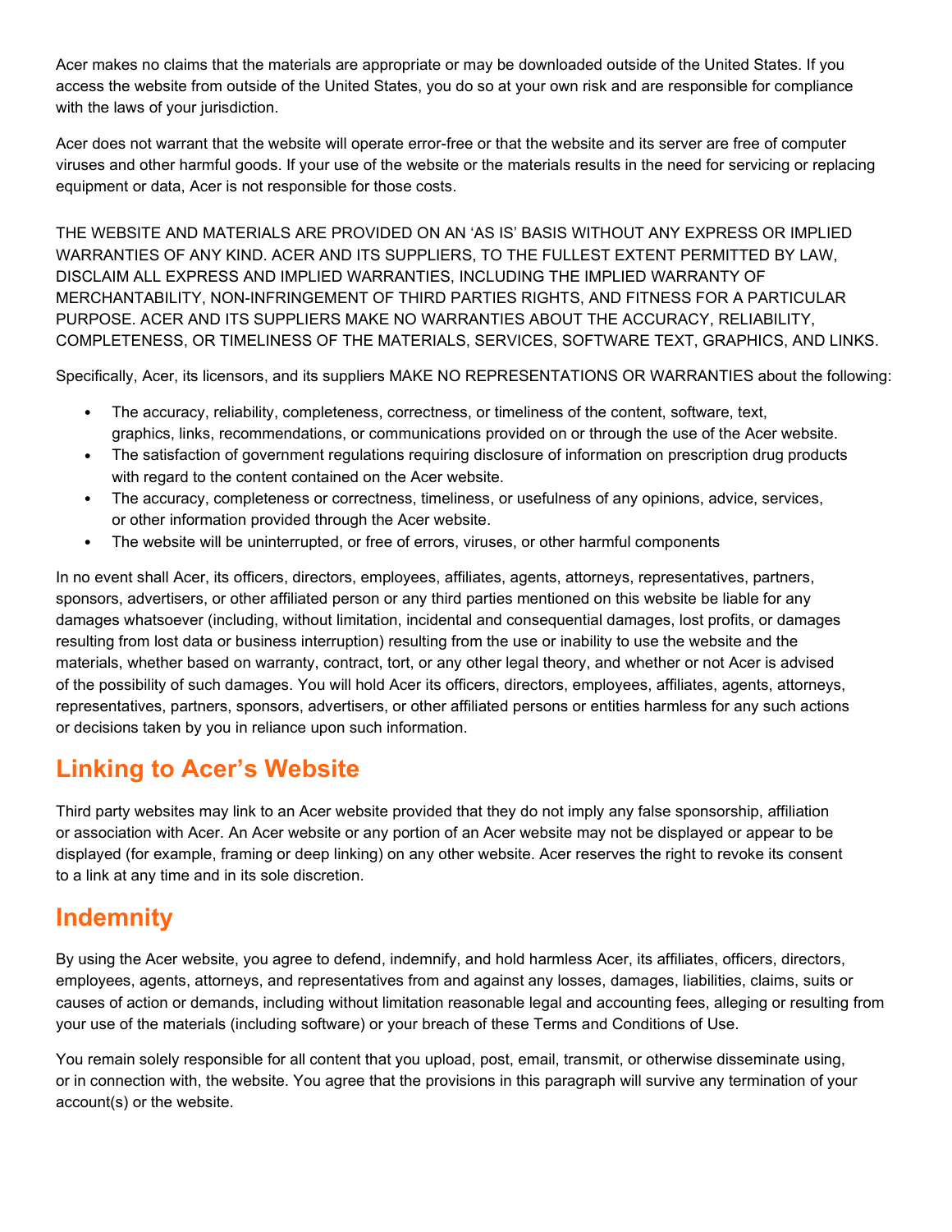Acer makes no claims that the materials are appropriate or may be downloaded outside of the United States. If you access the website from outside of the United States, you do so at your own risk and are responsible for compliance with the laws of your jurisdiction.

Acer does not warrant that the website will operate error-free or that the website and its server are free of computer viruses and other harmful goods. If your use of the website or the materials results in the need for servicing or replacing equipment or data, Acer is not responsible for those costs.

THE WEBSITE AND MATERIALS ARE PROVIDED ON AN 'AS IS' BASIS WITHOUT ANY EXPRESS OR IMPLIED WARRANTIES OF ANY KIND. ACER AND ITS SUPPLIERS, TO THE FULLEST EXTENT PERMITTED BY LAW, DISCLAIM ALL EXPRESS AND IMPLIED WARRANTIES, INCLUDING THE IMPLIED WARRANTY OF MERCHANTABILITY, NON-INFRINGEMENT OF THIRD PARTIES RIGHTS, AND FITNESS FOR A PARTICULAR PURPOSE. ACER AND ITS SUPPLIERS MAKE NO WARRANTIES ABOUT THE ACCURACY, RELIABILITY, COMPLETENESS, OR TIMELINESS OF THE MATERIALS, SERVICES, SOFTWARE TEXT, GRAPHICS, AND LINKS.

Specifically, Acer, its licensors, and its suppliers MAKE NO REPRESENTATIONS OR WARRANTIES about the following:

- The accuracy, reliability, completeness, correctness, or timeliness of the content, software, text, graphics, links, recommendations, or communications provided on or through the use of the Acer website.
- The satisfaction of government regulations requiring disclosure of information on prescription drug products with regard to the content contained on the Acer website.
- The accuracy, completeness or correctness, timeliness, or usefulness of any opinions, advice, services, or other information provided through the Acer website.
- The website will be uninterrupted, or free of errors, viruses, or other harmful components

In no event shall Acer, its officers, directors, employees, affiliates, agents, attorneys, representatives, partners, sponsors, advertisers, or other affiliated person or any third parties mentioned on this website be liable for any damages whatsoever (including, without limitation, incidental and consequential damages, lost profits, or damages resulting from lost data or business interruption) resulting from the use or inability to use the website and the materials, whether based on warranty, contract, tort, or any other legal theory, and whether or not Acer is advised of the possibility of such damages. You will hold Acer its officers, directors, employees, affiliates, agents, attorneys, representatives, partners, sponsors, advertisers, or other affiliated persons or entities harmless for any such actions or decisions taken by you in reliance upon such information.

## Linking to Acer's Website

Third party websites may link to an Acer website provided that they do not imply any false sponsorship, affiliation or association with Acer. An Acer website or any portion of an Acer website may not be displayed or appear to be displayed (for example, framing or deep linking) on any other website. Acer reserves the right to revoke its consent to a link at any time and in its sole discretion.

## Indemnity

By using the Acer website, you agree to defend, indemnify, and hold harmless Acer, its affiliates, officers, directors, employees, agents, attorneys, and representatives from and against any losses, damages, liabilities, claims, suits or causes of action or demands, including without limitation reasonable legal and accounting fees, alleging or resulting from your use of the materials (including software) or your breach of these Terms and Conditions of Use.

You remain solely responsible for all content that you upload, post, email, transmit, or otherwise disseminate using, or in connection with, the website. You agree that the provisions in this paragraph will survive any termination of your account(s) or the website.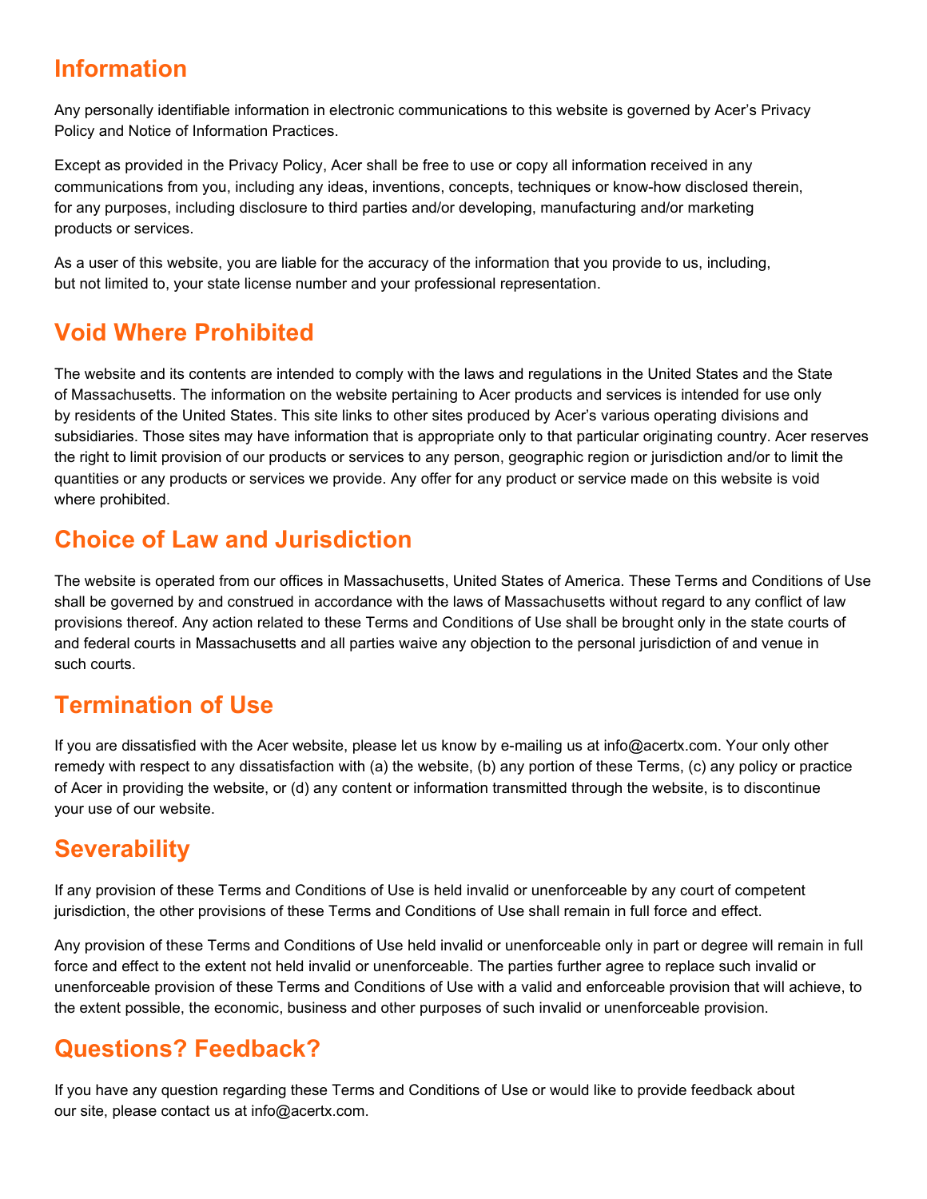## Information

Any personally identifiable information in electronic communications to this website is governed by Acer's Privacy Policy and Notice of Information Practices.

Except as provided in the Privacy Policy, Acer shall be free to use or copy all information received in any communications from you, including any ideas, inventions, concepts, techniques or know-how disclosed therein, for any purposes, including disclosure to third parties and/or developing, manufacturing and/or marketing products or services.

As a user of this website, you are liable for the accuracy of the information that you provide to us, including, but not limited to, your state license number and your professional representation.

## Void Where Prohibited

The website and its contents are intended to comply with the laws and regulations in the United States and the State of Massachusetts. The information on the website pertaining to Acer products and services is intended for use only by residents of the United States. This site links to other sites produced by Acer's various operating divisions and subsidiaries. Those sites may have information that is appropriate only to that particular originating country. Acer reserves the right to limit provision of our products or services to any person, geographic region or jurisdiction and/or to limit the quantities or any products or services we provide. Any offer for any product or service made on this website is void where prohibited.

## Choice of Law and Jurisdiction

The website is operated from our offices in Massachusetts, United States of America. These Terms and Conditions of Use shall be governed by and construed in accordance with the laws of Massachusetts without regard to any conflict of law provisions thereof. Any action related to these Terms and Conditions of Use shall be brought only in the state courts of and federal courts in Massachusetts and all parties waive any objection to the personal jurisdiction of and venue in such courts.

## Termination of Use

If you are dissatisfied with the Acer website, please let us know by e-mailing us at info@acertx.com. Your only other remedy with respect to any dissatisfaction with (a) the website, (b) any portion of these Terms, (c) any policy or practice of Acer in providing the website, or (d) any content or information transmitted through the website, is to discontinue your use of our website.

## Severability

If any provision of these Terms and Conditions of Use is held invalid or unenforceable by any court of competent jurisdiction, the other provisions of these Terms and Conditions of Use shall remain in full force and effect.

Any provision of these Terms and Conditions of Use held invalid or unenforceable only in part or degree will remain in full force and effect to the extent not held invalid or unenforceable. The parties further agree to replace such invalid or unenforceable provision of these Terms and Conditions of Use with a valid and enforceable provision that will achieve, to the extent possible, the economic, business and other purposes of such invalid or unenforceable provision.

## Questions? Feedback?

If you have any question regarding these Terms and Conditions of Use or would like to provide feedback about our site, please contact us at info@acertx.com.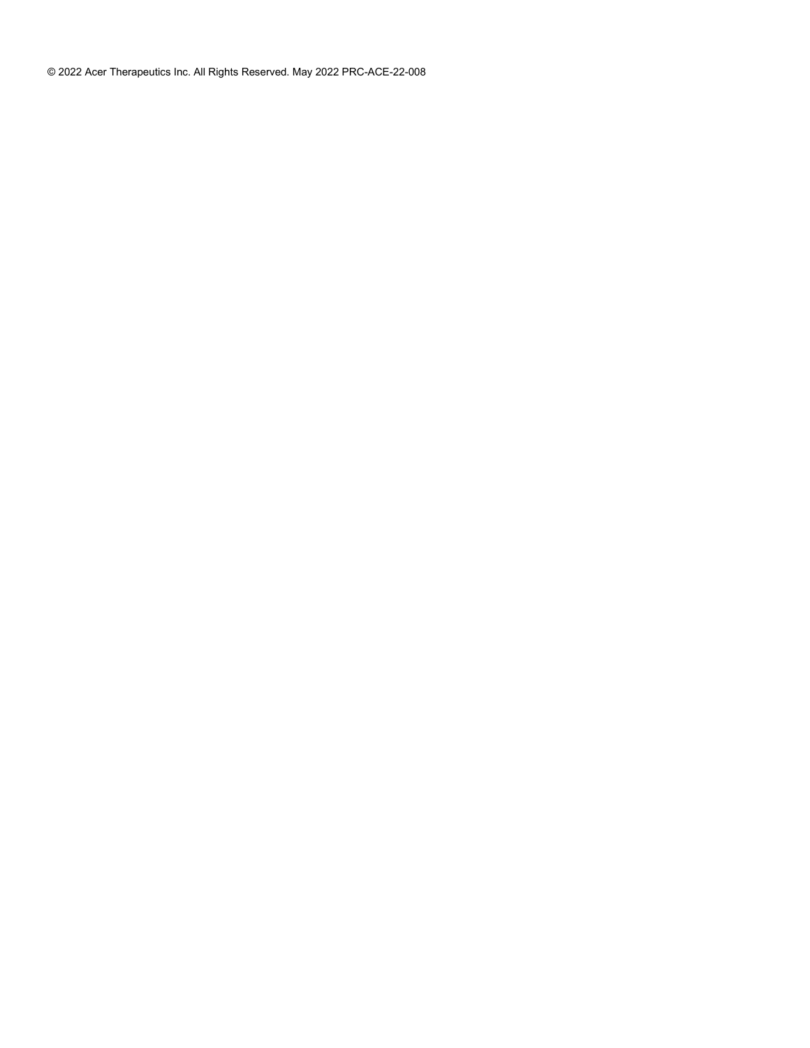© 2022 Acer Therapeutics Inc. All Rights Reserved. May 2022 PRC-ACE-22-008